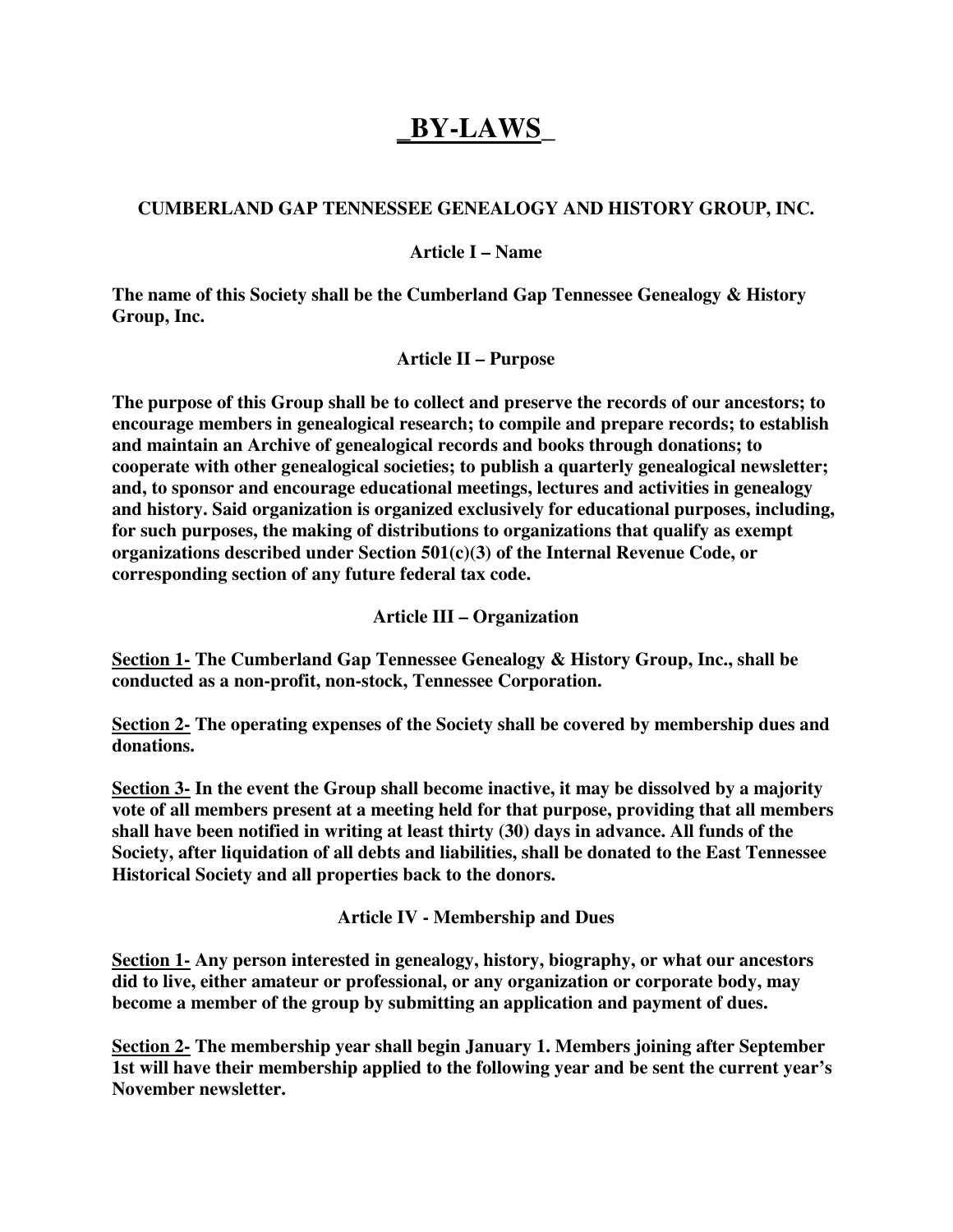# _BY-LAWS_

**CUMBERLAND GAP TENNESSEE GENEALOGY AND HISTORY GROUP, INC.**

## Article I – Name

**The name of this Society shall be the Cumberland Gap Tennessee Genealogy & History Group, Inc.**

## Article II – Purpose

**The purpose of this Group shall be to collect and preserve the records of our ancestors; to encourage members in genealogical research; to compile and prepare records; to establish and maintain an Archive of genealogical records and books through donations; to cooperate with other genealogical societies; to publish a quarterly genealogical newsletter; and, to sponsor and encourage educational meetings, lectures and activities in genealogy and history. Said organization is organized exclusively for educational purposes, including, for such purposes, the making of distributions to organizations that qualify as exempt organizations described under Section 501(c)(3) of the Internal Revenue Code, or corresponding section of any future federal tax code.**

## Article III – Organization

**<u>Section 1-</u> The Cumberland Gap Tennessee Genealogy & History Group, Inc., shall be conducted as a non-profit, non-stock, Tennessee Corporation.**

**<u>Section 2-</u> The operating expenses of the Society shall be covered by membership dues and donations.**

**<u>Section 3-</u> In the event the Group shall become inactive, it may be dissolved by a majority vote of all members present at a meeting held for that purpose, providing that all members shall have been notified in writing at least thirty (30) days in advance. All funds of the Society, after liquidation of all debts and liabilities, shall be donated to the East Tennessee Historical Society and all properties back to the donors.**

## Article IV - Membership and Dues

**<u>Section 1-</u> Any person interested in genealogy, history, biography, or what our ancestors did to live, either amateur or professional, or any organization or corporate body, may become a member of the group by submitting an application and payment of dues.**

**<u>Section 2-</u> The membership year shall begin January 1. Members joining after September 1st will have their membership applied to the following year and be sent the current year's November newsletter.**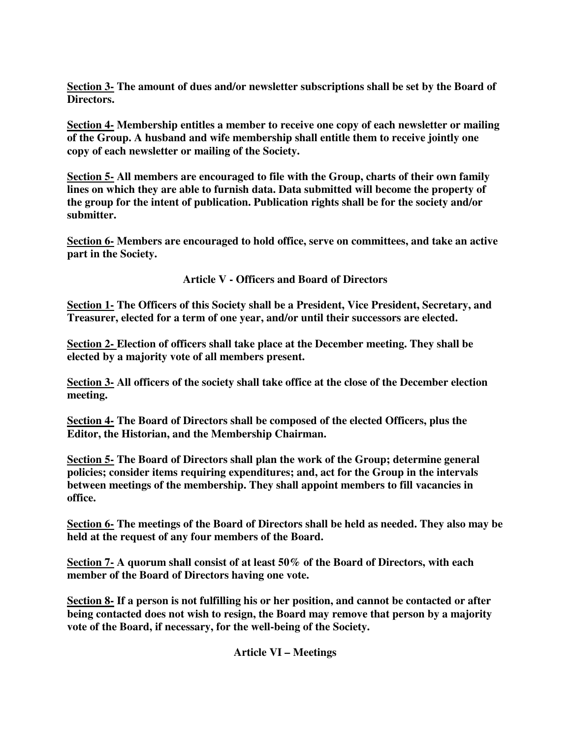**<u>Section 3-</u> The amount of dues and/or newsletter subscriptions shall be set by the Board of Directors.**

**<u>Section 4-</u> Membership entitles a member to receive one copy of each newsletter or mailing of the Group. A husband and wife membership shall entitle them to receive jointly one copy of each newsletter or mailing of the Society.**

**<u>Section 5-</u> All members are encouraged to file with the Group, charts of their own family lines on which they are able to furnish data. Data submitted will become the property of the group for the intent of publication. Publication rights shall be for the society and/or submitter.**

**<u>Section 6-</u> Members are encouraged to hold office, serve on committees, and take an active part in the Society.**

## Article V - Officers and Board of Directors

**<u>Section 1-</u> The Officers of this Society shall be a President, Vice President, Secretary, and Treasurer, elected for a term of one year, and/or until their successors are elected.**

**<u>Section 2-</u> Election of officers shall take place at the December meeting. They shall be elected by a majority vote of all members present.**

**<u>Section 3-</u> All officers of the society shall take office at the close of the December election meeting.**

**<u>Section 4-</u> The Board of Directors shall be composed of the elected Officers, plus the Editor, the Historian, and the Membership Chairman.**

**<u>Section 5-</u> The Board of Directors shall plan the work of the Group; determine general policies; consider items requiring expenditures; and, act for the Group in the intervals between meetings of the membership. They shall appoint members to fill vacancies in office.**

**<u>Section 6-</u> The meetings of the Board of Directors shall be held as needed. They also may be held at the request of any four members of the Board.**

**<u>Section 7-</u> A quorum shall consist of at least 50% of the Board of Directors, with each member of the Board of Directors having one vote.**

**<u>Section 8-</u> If a person is not fulfilling his or her position, and cannot be contacted or after being contacted does not wish to resign, the Board may remove that person by a majority vote of the Board, if necessary, for the well-being of the Society.**

## Article VI – Meetings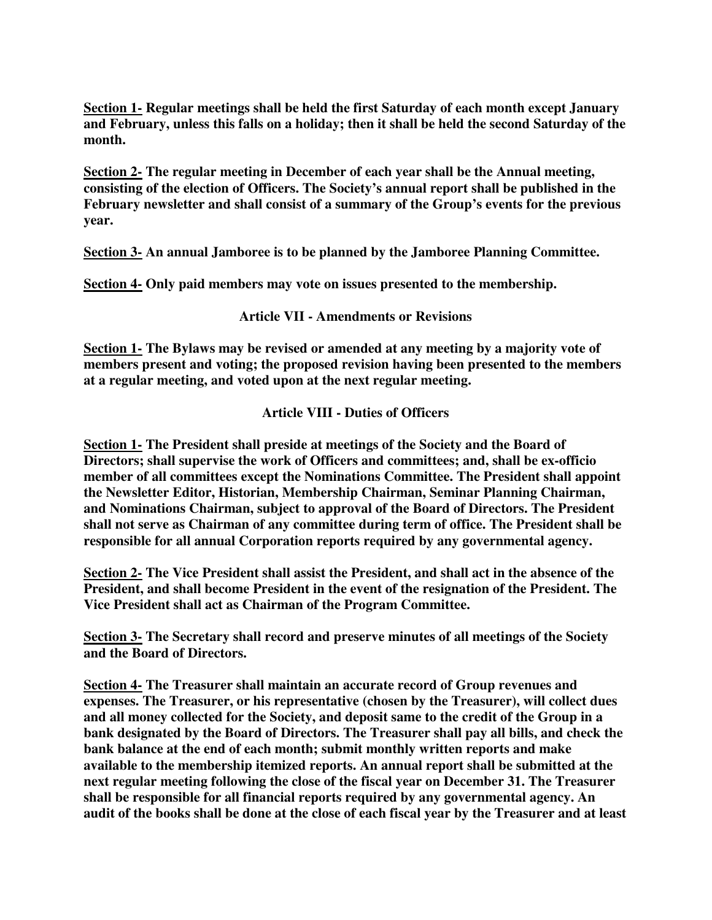**<u>Section 1-</u> Regular meetings shall be held the first Saturday of each month except January and February, unless this falls on a holiday; then it shall be held the second Saturday of the month.**

**<u>Section 2-</u> The regular meeting in December of each year shall be the Annual meeting, consisting of the election of Officers. The Society's annual report shall be published in the February newsletter and shall consist of a summary of the Group's events for the previous year.**

**<u>Section 3-</u> An annual Jamboree is to be planned by the Jamboree Planning Committee.**

**<u>Section 4-</u> Only paid members may vote on issues presented to the membership.**

## Article VII - Amendments or Revisions

**<u>Section 1-</u> The Bylaws may be revised or amended at any meeting by a majority vote of members present and voting; the proposed revision having been presented to the members at a regular meeting, and voted upon at the next regular meeting.**

## Article VIII - Duties of Officers

**<u>Section 1-</u> The President shall preside at meetings of the Society and the Board of Directors; shall supervise the work of Officers and committees; and, shall be ex-officio member of all committees except the Nominations Committee. The President shall appoint the Newsletter Editor, Historian, Membership Chairman, Seminar Planning Chairman, and Nominations Chairman, subject to approval of the Board of Directors. The President shall not serve as Chairman of any committee during term of office. The President shall be responsible for all annual Corporation reports required by any governmental agency.**

**<u>Section 2-</u> The Vice President shall assist the President, and shall act in the absence of the President, and shall become President in the event of the resignation of the President. The Vice President shall act as Chairman of the Program Committee.**

**<u>Section 3-</u> The Secretary shall record and preserve minutes of all meetings of the Society and the Board of Directors.**

**<u>Section 4-</u> The Treasurer shall maintain an accurate record of Group revenues and expenses. The Treasurer, or his representative (chosen by the Treasurer), will collect dues and all money collected for the Society, and deposit same to the credit of the Group in a bank designated by the Board of Directors. The Treasurer shall pay all bills, and check the bank balance at the end of each month; submit monthly written reports and make available to the membership itemized reports. An annual report shall be submitted at the next regular meeting following the close of the fiscal year on December 31. The Treasurer shall be responsible for all financial reports required by any governmental agency. An audit of the books shall be done at the close of each fiscal year by the Treasurer and at least**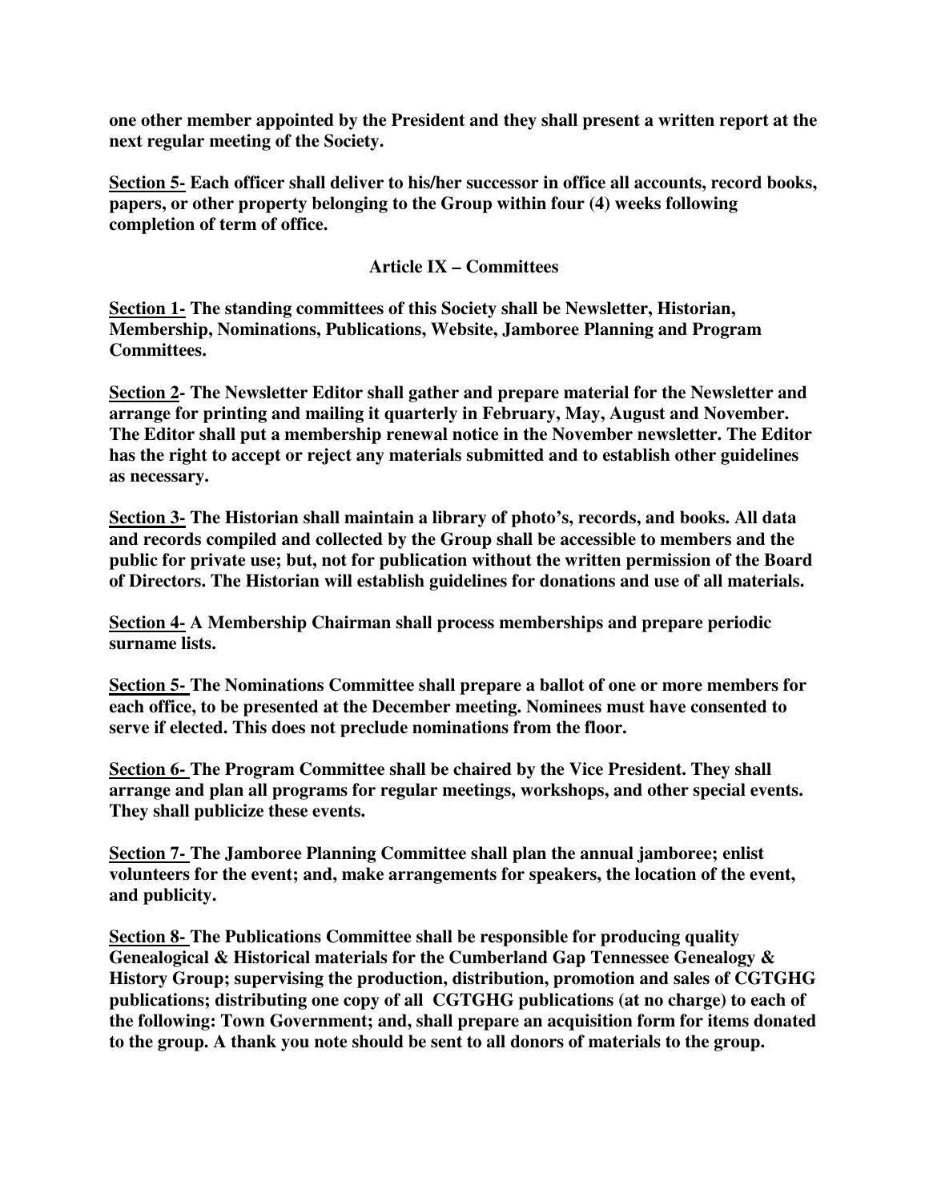**one other member appointed by the President and they shall present a written report at the next regular meeting of the Society.**

**Section 5- Each officer shall deliver to his/her successor in office all accounts, record books, papers, or other property belonging to the Group within four (4) weeks following completion of term of office.**

## Article IX – Committees

**Section 1- The standing committees of this Society shall be Newsletter, Historian, Membership, Nominations, Publications, Website, Jamboree Planning and Program Committees.**

**Section 2- The Newsletter Editor shall gather and prepare material for the Newsletter and arrange for printing and mailing it quarterly in February, May, August and November. The Editor shall put a membership renewal notice in the November newsletter. The Editor has the right to accept or reject any materials submitted and to establish other guidelines as necessary.**

**Section 3- The Historian shall maintain a library of photo's, records, and books. All data and records compiled and collected by the Group shall be accessible to members and the public for private use; but, not for publication without the written permission of the Board of Directors. The Historian will establish guidelines for donations and use of all materials.**

**Section 4- A Membership Chairman shall process memberships and prepare periodic surname lists.**

**Section 5- The Nominations Committee shall prepare a ballot of one or more members for each office, to be presented at the December meeting. Nominees must have consented to serve if elected. This does not preclude nominations from the floor.**

**Section 6- The Program Committee shall be chaired by the Vice President. They shall arrange and plan all programs for regular meetings, workshops, and other special events. They shall publicize these events.**

**Section 7- The Jamboree Planning Committee shall plan the annual jamboree; enlist volunteers for the event; and, make arrangements for speakers, the location of the event, and publicity.**

**Section 8- The Publications Committee shall be responsible for producing quality Genealogical & Historical materials for the Cumberland Gap Tennessee Genealogy & History Group; supervising the production, distribution, promotion and sales of CGTGHG publications; distributing one copy of all CGTGHG publications (at no charge) to each of the following: Town Government; and, shall prepare an acquisition form for items donated to the group. A thank you note should be sent to all donors of materials to the group.**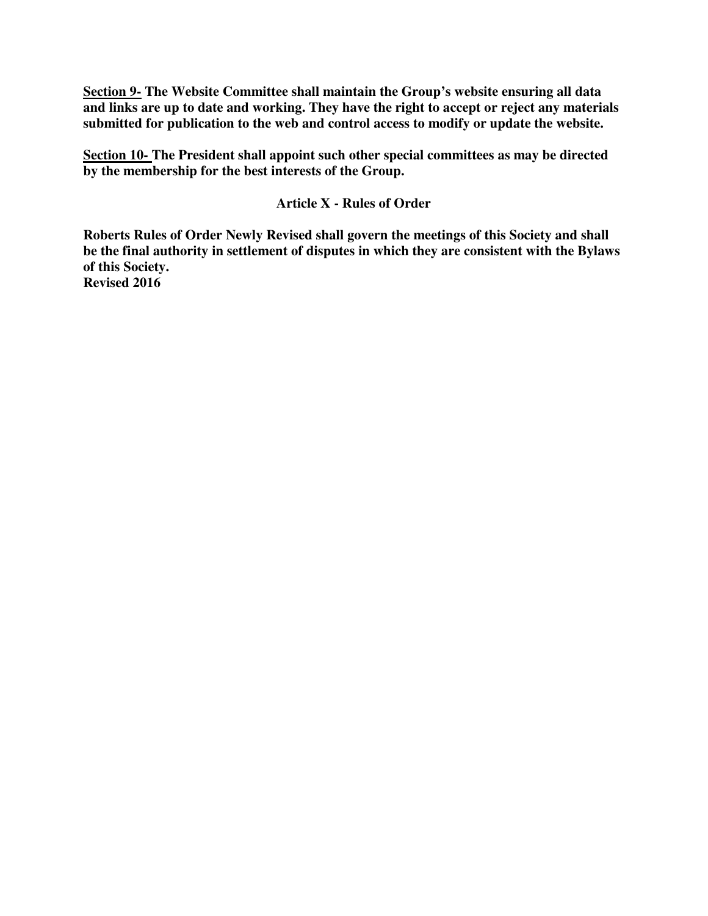**<u>Section 9-</u> The Website Committee shall maintain the Group's website ensuring all data and links are up to date and working. They have the right to accept or reject any materials submitted for publication to the web and control access to modify or update the website.**

**<u>Section 10-</u> The President shall appoint such other special committees as may be directed by the membership for the best interests of the Group.**

## Article X - Rules of Order

**Roberts Rules of Order Newly Revised shall govern the meetings of this Society and shall be the final authority in settlement of disputes in which they are consistent with the Bylaws of this Society.**
**Revised 2016**